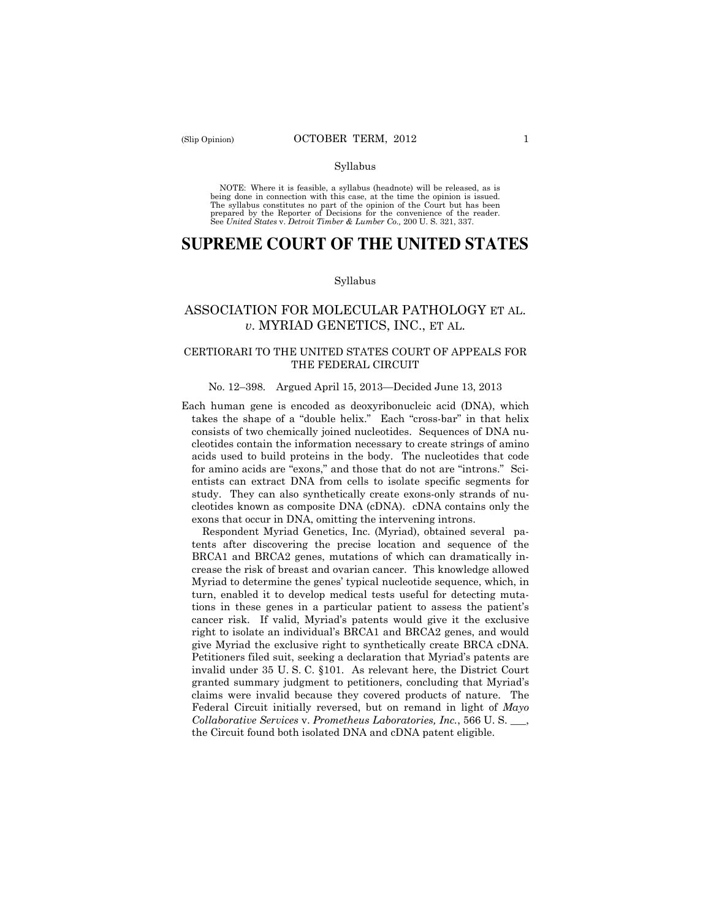(Slip Opinion) OCTOBER TERM, 2012

Syllabus

NOTE: Where it is feasible, a syllabus (headnote) will be released, as is being done in connection with this case, at the time the opinion is issued. The syllabus constitutes no part of the opinion of the Court but has been prepared by the Reporter of Decisions for the convenience of the reader. See *United States* v. *Detroit Timber & Lumber Co.,* 200 U. S. 321, 337.

# SUPREME COURT OF THE UNITED STATES

Syllabus

## ASSOCIATION FOR MOLECULAR PATHOLOGY ET AL. *v*. MYRIAD GENETICS, INC., ET AL.

### CERTIORARI TO THE UNITED STATES COURT OF APPEALS FOR THE FEDERAL CIRCUIT

No. 12–398. Argued April 15, 2013—Decided June 13, 2013

Each human gene is encoded as deoxyribonucleic acid (DNA), which takes the shape of a "double helix." Each "cross-bar" in that helix consists of two chemically joined nucleotides. Sequences of DNA nucleotides contain the information necessary to create strings of amino acids used to build proteins in the body. The nucleotides that code for amino acids are "exons," and those that do not are "introns." Scientists can extract DNA from cells to isolate specific segments for study. They can also synthetically create exons-only strands of nucleotides known as composite DNA (cDNA). cDNA contains only the exons that occur in DNA, omitting the intervening introns.

Respondent Myriad Genetics, Inc. (Myriad), obtained several patents after discovering the precise location and sequence of the BRCA1 and BRCA2 genes, mutations of which can dramatically increase the risk of breast and ovarian cancer. This knowledge allowed Myriad to determine the genes' typical nucleotide sequence, which, in turn, enabled it to develop medical tests useful for detecting mutations in these genes in a particular patient to assess the patient's cancer risk. If valid, Myriad's patents would give it the exclusive right to isolate an individual's BRCA1 and BRCA2 genes, and would give Myriad the exclusive right to synthetically create BRCA cDNA. Petitioners filed suit, seeking a declaration that Myriad's patents are invalid under 35 U. S. C. §101. As relevant here, the District Court granted summary judgment to petitioners, concluding that Myriad's claims were invalid because they covered products of nature. The Federal Circuit initially reversed, but on remand in light of *Mayo Collaborative Services* v. *Prometheus Laboratories, Inc.*, 566 U. S. ___, the Circuit found both isolated DNA and cDNA patent eligible.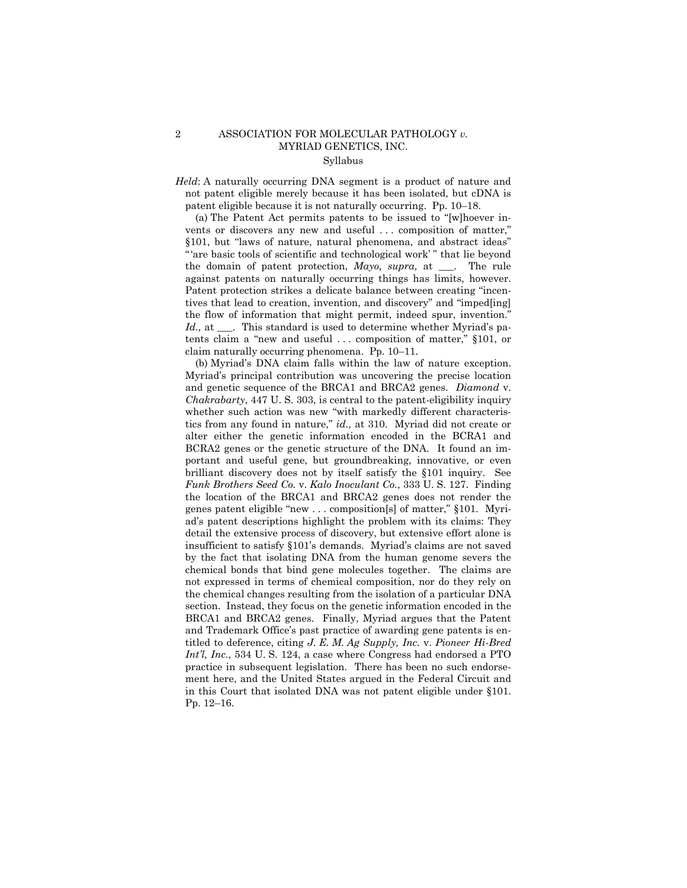*Held*: A naturally occurring DNA segment is a product of nature and not patent eligible merely because it has been isolated, but cDNA is patent eligible because it is not naturally occurring. Pp. 10–18.

(a) The Patent Act permits patents to be issued to "[w]hoever invents or discovers any new and useful . . . composition of matter," §101, but "laws of nature, natural phenomena, and abstract ideas" "'are basic tools of scientific and technological work' " that lie beyond the domain of patent protection, *Mayo, supra,* at ___. The rule against patents on naturally occurring things has limits, however. Patent protection strikes a delicate balance between creating "incentives that lead to creation, invention, and discovery" and "imped[ing] the flow of information that might permit, indeed spur, invention." *Id.,* at ___. This standard is used to determine whether Myriad's patents claim a "new and useful . . . composition of matter," §101, or claim naturally occurring phenomena. Pp. 10–11.

(b) Myriad's DNA claim falls within the law of nature exception. Myriad's principal contribution was uncovering the precise location and genetic sequence of the BRCA1 and BRCA2 genes. *Diamond* v. *Chakrabarty*, 447 U. S. 303, is central to the patent-eligibility inquiry whether such action was new "with markedly different characteristics from any found in nature," *id.,* at 310. Myriad did not create or alter either the genetic information encoded in the BCRA1 and BCRA2 genes or the genetic structure of the DNA. It found an important and useful gene, but groundbreaking, innovative, or even brilliant discovery does not by itself satisfy the §101 inquiry. See *Funk Brothers Seed Co.* v. *Kalo Inoculant Co.*, 333 U. S. 127. Finding the location of the BRCA1 and BRCA2 genes does not render the genes patent eligible "new . . . composition[s] of matter," §101. Myriad's patent descriptions highlight the problem with its claims: They detail the extensive process of discovery, but extensive effort alone is insufficient to satisfy §101's demands. Myriad's claims are not saved by the fact that isolating DNA from the human genome severs the chemical bonds that bind gene molecules together. The claims are not expressed in terms of chemical composition, nor do they rely on the chemical changes resulting from the isolation of a particular DNA section. Instead, they focus on the genetic information encoded in the BRCA1 and BRCA2 genes. Finally, Myriad argues that the Patent and Trademark Office's past practice of awarding gene patents is entitled to deference, citing *J. E. M. Ag Supply, Inc.* v. *Pioneer Hi-Bred Int'l, Inc.*, 534 U. S. 124, a case where Congress had endorsed a PTO practice in subsequent legislation. There has been no such endorsement here, and the United States argued in the Federal Circuit and in this Court that isolated DNA was not patent eligible under §101. Pp. 12–16.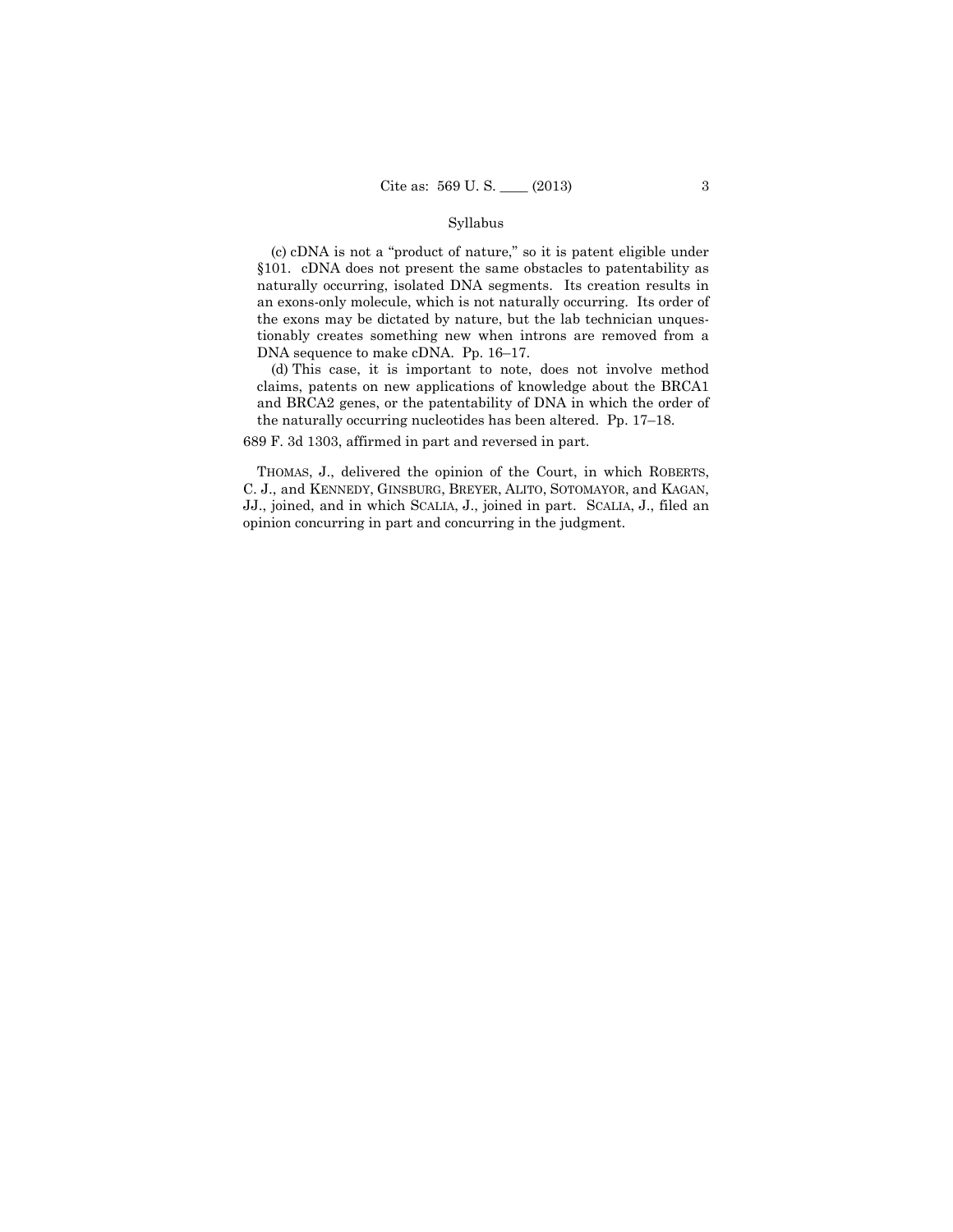Syllabus

(c) cDNA is not a "product of nature," so it is patent eligible under §101. cDNA does not present the same obstacles to patentability as naturally occurring, isolated DNA segments. Its creation results in an exons-only molecule, which is not naturally occurring. Its order of the exons may be dictated by nature, but the lab technician unquestionably creates something new when introns are removed from a DNA sequence to make cDNA. Pp. 16–17.

(d) This case, it is important to note, does not involve method claims, patents on new applications of knowledge about the BRCA1 and BRCA2 genes, or the patentability of DNA in which the order of the naturally occurring nucleotides has been altered. Pp. 17–18.

689 F. 3d 1303, affirmed in part and reversed in part.

THOMAS, J., delivered the opinion of the Court, in which ROBERTS, C. J., and KENNEDY, GINSBURG, BREYER, ALITO, SOTOMAYOR, and KAGAN, JJ., joined, and in which SCALIA, J., joined in part. SCALIA, J., filed an opinion concurring in part and concurring in the judgment.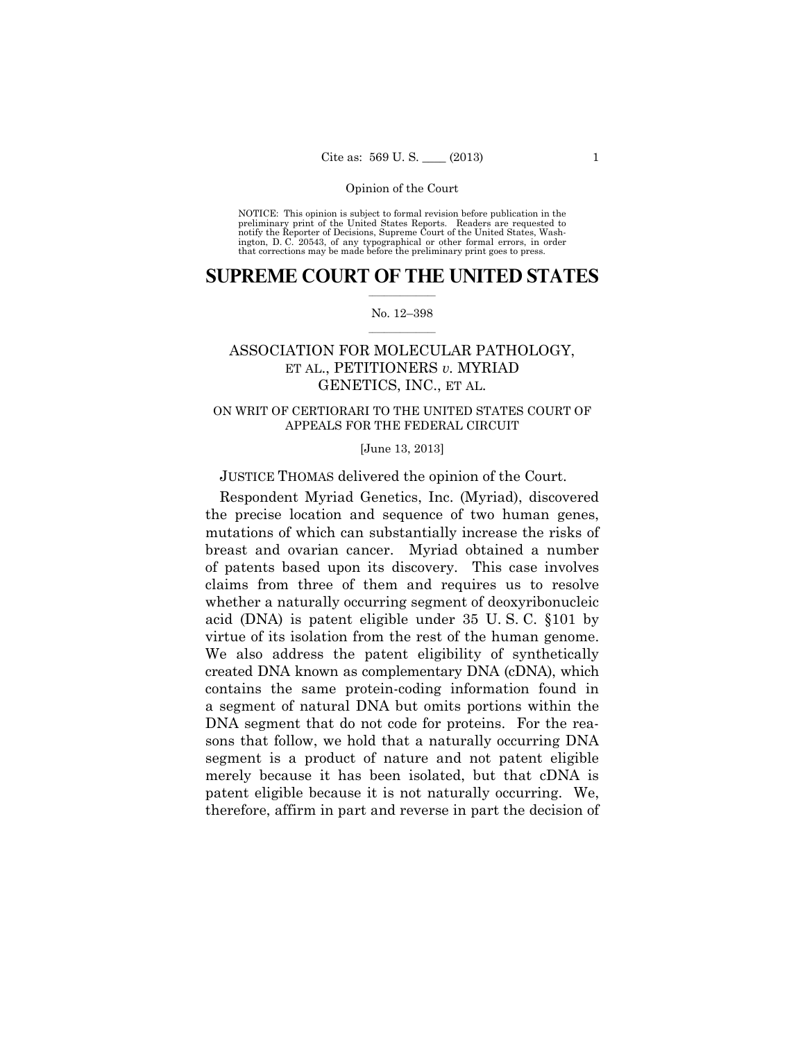NOTICE: This opinion is subject to formal revision before publication in the preliminary print of the United States Reports. Readers are requested to notify the Reporter of Decisions, Supreme Court of the United States, Washington, D. C. 20543, of any typographical or other formal errors, in order that corrections may be made before the preliminary print goes to press.

# SUPREME COURT OF THE UNITED STATES

No. 12–398

## ASSOCIATION FOR MOLECULAR PATHOLOGY, ET AL., PETITIONERS *v.* MYRIAD GENETICS, INC., ET AL.

ON WRIT OF CERTIORARI TO THE UNITED STATES COURT OF APPEALS FOR THE FEDERAL CIRCUIT

[June 13, 2013]

JUSTICE THOMAS delivered the opinion of the Court.

Respondent Myriad Genetics, Inc. (Myriad), discovered the precise location and sequence of two human genes, mutations of which can substantially increase the risks of breast and ovarian cancer. Myriad obtained a number of patents based upon its discovery. This case involves claims from three of them and requires us to resolve whether a naturally occurring segment of deoxyribonucleic acid (DNA) is patent eligible under 35 U. S. C. §101 by virtue of its isolation from the rest of the human genome. We also address the patent eligibility of synthetically created DNA known as complementary DNA (cDNA), which contains the same protein-coding information found in a segment of natural DNA but omits portions within the DNA segment that do not code for proteins. For the reasons that follow, we hold that a naturally occurring DNA segment is a product of nature and not patent eligible merely because it has been isolated, but that cDNA is patent eligible because it is not naturally occurring. We, therefore, affirm in part and reverse in part the decision of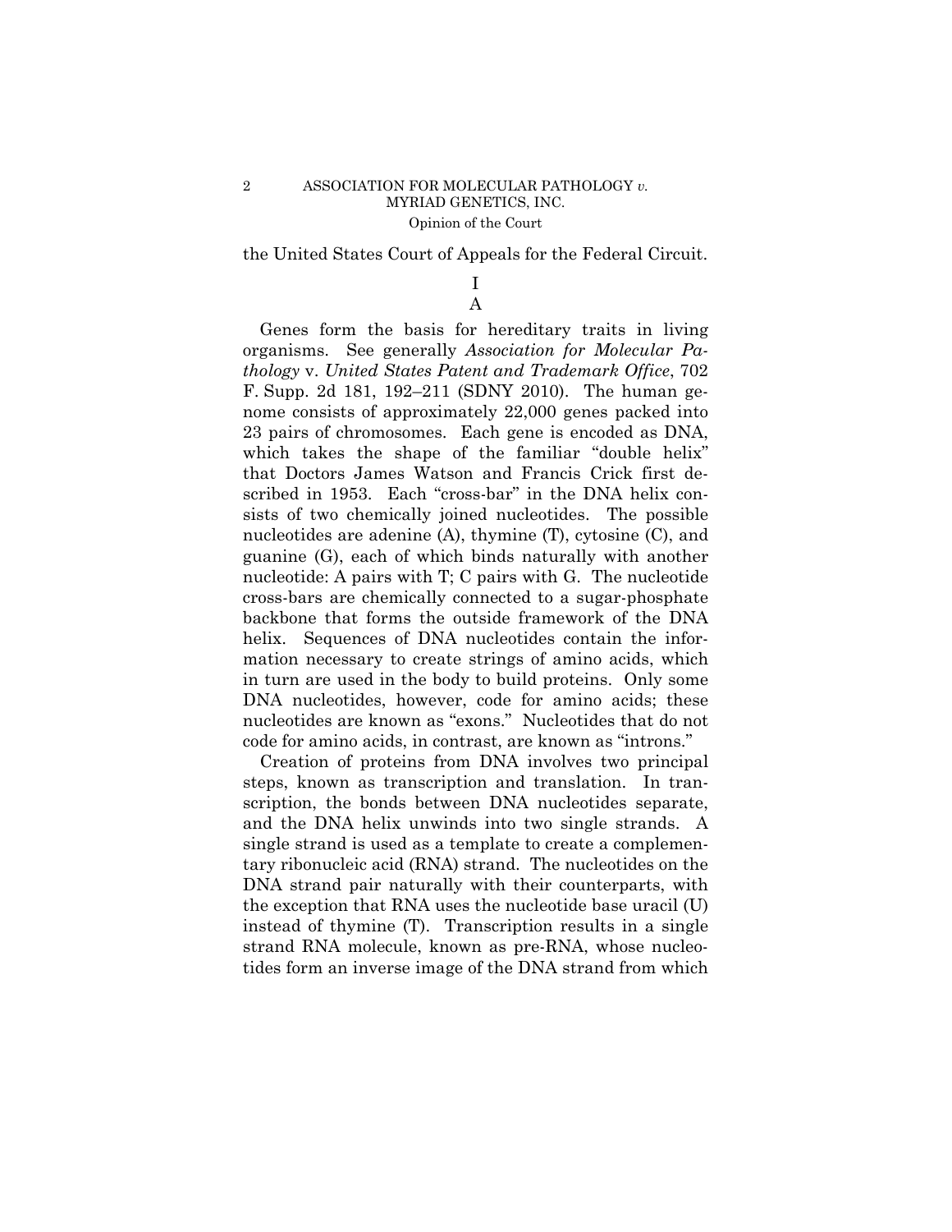the United States Court of Appeals for the Federal Circuit.

# I

## A

Genes form the basis for hereditary traits in living organisms. See generally *Association for Molecular Pathology* v. *United States Patent and Trademark Office*, 702 F. Supp. 2d 181, 192–211 (SDNY 2010). The human genome consists of approximately 22,000 genes packed into 23 pairs of chromosomes. Each gene is encoded as DNA, which takes the shape of the familiar "double helix" that Doctors James Watson and Francis Crick first described in 1953. Each "cross-bar" in the DNA helix consists of two chemically joined nucleotides. The possible nucleotides are adenine (A), thymine (T), cytosine (C), and guanine (G), each of which binds naturally with another nucleotide: A pairs with T; C pairs with G. The nucleotide cross-bars are chemically connected to a sugar-phosphate backbone that forms the outside framework of the DNA helix. Sequences of DNA nucleotides contain the information necessary to create strings of amino acids, which in turn are used in the body to build proteins. Only some DNA nucleotides, however, code for amino acids; these nucleotides are known as "exons." Nucleotides that do not code for amino acids, in contrast, are known as "introns."

Creation of proteins from DNA involves two principal steps, known as transcription and translation. In transcription, the bonds between DNA nucleotides separate, and the DNA helix unwinds into two single strands. A single strand is used as a template to create a complementary ribonucleic acid (RNA) strand. The nucleotides on the DNA strand pair naturally with their counterparts, with the exception that RNA uses the nucleotide base uracil (U) instead of thymine (T). Transcription results in a single strand RNA molecule, known as pre-RNA, whose nucleotides form an inverse image of the DNA strand from which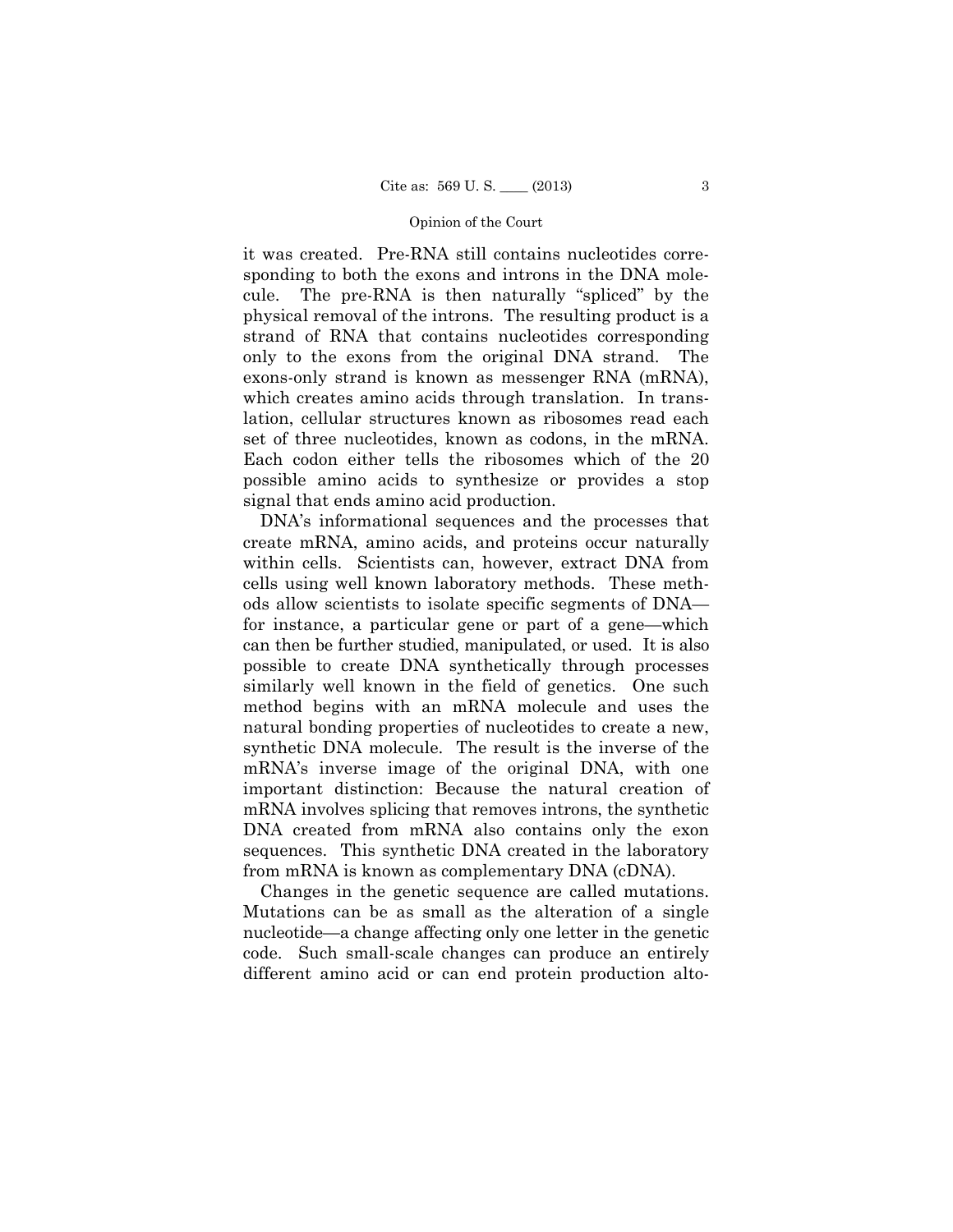it was created. Pre-RNA still contains nucleotides corresponding to both the exons and introns in the DNA molecule. The pre-RNA is then naturally "spliced" by the physical removal of the introns. The resulting product is a strand of RNA that contains nucleotides corresponding only to the exons from the original DNA strand. The exons-only strand is known as messenger RNA (mRNA), which creates amino acids through translation. In translation, cellular structures known as ribosomes read each set of three nucleotides, known as codons, in the mRNA. Each codon either tells the ribosomes which of the 20 possible amino acids to synthesize or provides a stop signal that ends amino acid production.

DNA's informational sequences and the processes that create mRNA, amino acids, and proteins occur naturally within cells. Scientists can, however, extract DNA from cells using well known laboratory methods. These methods allow scientists to isolate specific segments of DNA—for instance, a particular gene or part of a gene—which can then be further studied, manipulated, or used. It is also possible to create DNA synthetically through processes similarly well known in the field of genetics. One such method begins with an mRNA molecule and uses the natural bonding properties of nucleotides to create a new, synthetic DNA molecule. The result is the inverse of the mRNA's inverse image of the original DNA, with one important distinction: Because the natural creation of mRNA involves splicing that removes introns, the synthetic DNA created from mRNA also contains only the exon sequences. This synthetic DNA created in the laboratory from mRNA is known as complementary DNA (cDNA).

Changes in the genetic sequence are called mutations. Mutations can be as small as the alteration of a single nucleotide—a change affecting only one letter in the genetic code. Such small-scale changes can produce an entirely different amino acid or can end protein production alto-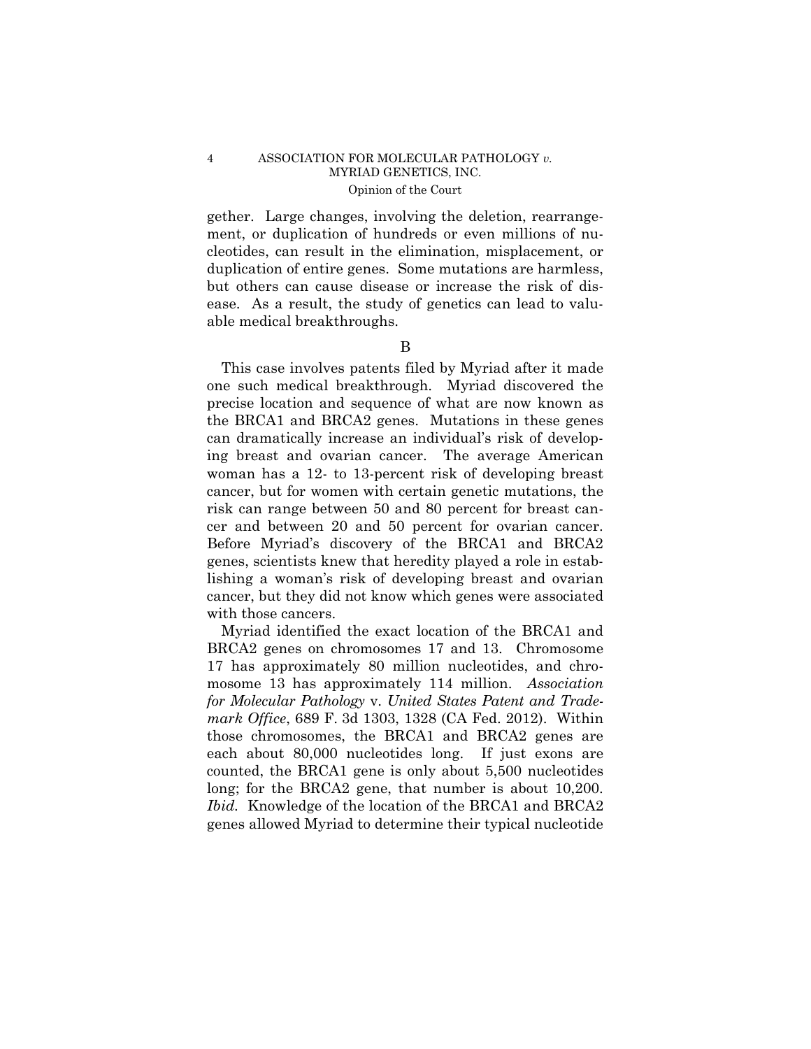gether. Large changes, involving the deletion, rearrangement, or duplication of hundreds or even millions of nucleotides, can result in the elimination, misplacement, or duplication of entire genes. Some mutations are harmless, but others can cause disease or increase the risk of disease. As a result, the study of genetics can lead to valuable medical breakthroughs.

B

This case involves patents filed by Myriad after it made one such medical breakthrough. Myriad discovered the precise location and sequence of what are now known as the BRCA1 and BRCA2 genes. Mutations in these genes can dramatically increase an individual's risk of developing breast and ovarian cancer. The average American woman has a 12- to 13-percent risk of developing breast cancer, but for women with certain genetic mutations, the risk can range between 50 and 80 percent for breast cancer and between 20 and 50 percent for ovarian cancer. Before Myriad's discovery of the BRCA1 and BRCA2 genes, scientists knew that heredity played a role in establishing a woman's risk of developing breast and ovarian cancer, but they did not know which genes were associated with those cancers.

Myriad identified the exact location of the BRCA1 and BRCA2 genes on chromosomes 17 and 13. Chromosome 17 has approximately 80 million nucleotides, and chromosome 13 has approximately 114 million. *Association for Molecular Pathology* v. *United States Patent and Trademark Office*, 689 F. 3d 1303, 1328 (CA Fed. 2012). Within those chromosomes, the BRCA1 and BRCA2 genes are each about 80,000 nucleotides long. If just exons are counted, the BRCA1 gene is only about 5,500 nucleotides long; for the BRCA2 gene, that number is about 10,200. *Ibid.* Knowledge of the location of the BRCA1 and BRCA2 genes allowed Myriad to determine their typical nucleotide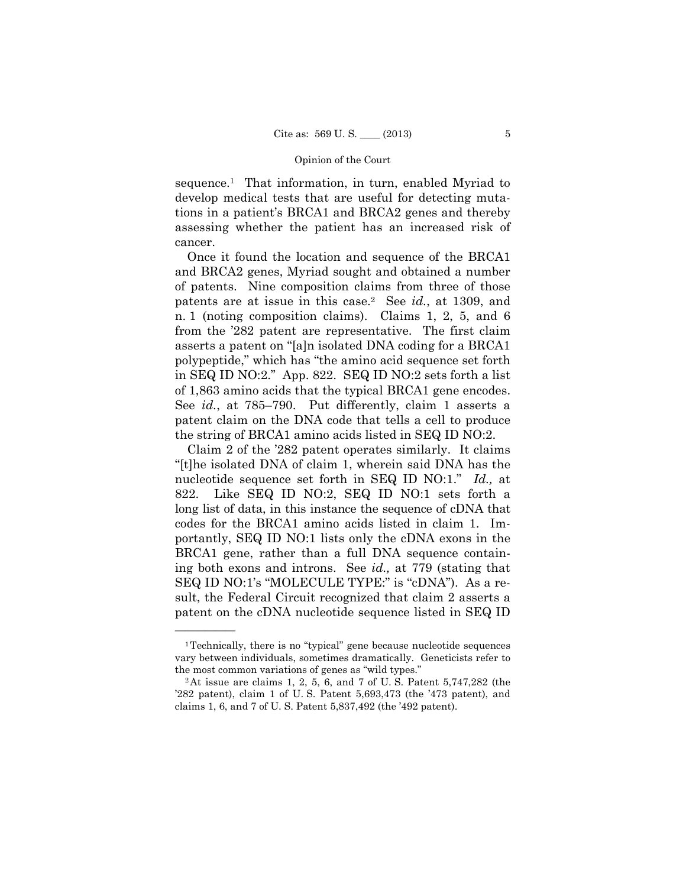sequence.[1] That information, in turn, enabled Myriad to develop medical tests that are useful for detecting mutations in a patient's BRCA1 and BRCA2 genes and thereby assessing whether the patient has an increased risk of cancer.

Once it found the location and sequence of the BRCA1 and BRCA2 genes, Myriad sought and obtained a number of patents. Nine composition claims from three of those patents are at issue in this case.[2] See *id.*, at 1309, and n. 1 (noting composition claims). Claims 1, 2, 5, and 6 from the '282 patent are representative. The first claim asserts a patent on "[a]n isolated DNA coding for a BRCA1 polypeptide," which has "the amino acid sequence set forth in SEQ ID NO:2." App. 822. SEQ ID NO:2 sets forth a list of 1,863 amino acids that the typical BRCA1 gene encodes. See *id.*, at 785–790. Put differently, claim 1 asserts a patent claim on the DNA code that tells a cell to produce the string of BRCA1 amino acids listed in SEQ ID NO:2.

Claim 2 of the '282 patent operates similarly. It claims "[t]he isolated DNA of claim 1, wherein said DNA has the nucleotide sequence set forth in SEQ ID NO:1." *Id.,* at 822. Like SEQ ID NO:2, SEQ ID NO:1 sets forth a long list of data, in this instance the sequence of cDNA that codes for the BRCA1 amino acids listed in claim 1. Importantly, SEQ ID NO:1 lists only the cDNA exons in the BRCA1 gene, rather than a full DNA sequence containing both exons and introns. See *id.,* at 779 (stating that SEQ ID NO:1's "MOLECULE TYPE:" is "cDNA"). As a result, the Federal Circuit recognized that claim 2 asserts a patent on the cDNA nucleotide sequence listed in SEQ ID

---

[1] Technically, there is no "typical" gene because nucleotide sequences vary between individuals, sometimes dramatically. Geneticists refer to the most common variations of genes as "wild types."

[2] At issue are claims 1, 2, 5, 6, and 7 of U. S. Patent 5,747,282 (the '282 patent), claim 1 of U. S. Patent 5,693,473 (the '473 patent), and claims 1, 6, and 7 of U. S. Patent 5,837,492 (the '492 patent).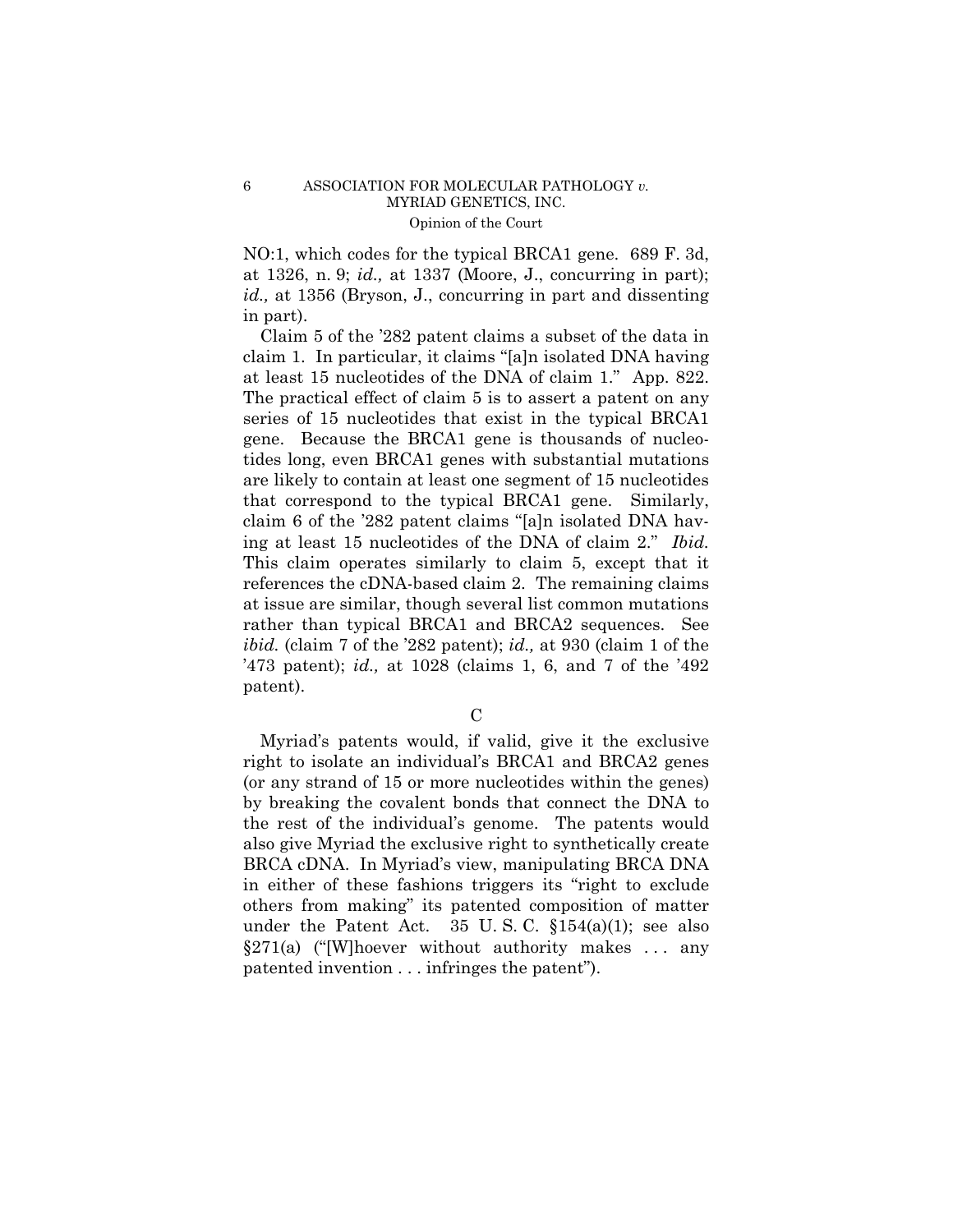NO:1, which codes for the typical BRCA1 gene. 689 F. 3d, at 1326, n. 9; *id.,* at 1337 (Moore, J., concurring in part); *id.,* at 1356 (Bryson, J., concurring in part and dissenting in part).

Claim 5 of the '282 patent claims a subset of the data in claim 1. In particular, it claims "[a]n isolated DNA having at least 15 nucleotides of the DNA of claim 1." App. 822. The practical effect of claim 5 is to assert a patent on any series of 15 nucleotides that exist in the typical BRCA1 gene. Because the BRCA1 gene is thousands of nucleotides long, even BRCA1 genes with substantial mutations are likely to contain at least one segment of 15 nucleotides that correspond to the typical BRCA1 gene. Similarly, claim 6 of the '282 patent claims "[a]n isolated DNA having at least 15 nucleotides of the DNA of claim 2." *Ibid.* This claim operates similarly to claim 5, except that it references the cDNA-based claim 2. The remaining claims at issue are similar, though several list common mutations rather than typical BRCA1 and BRCA2 sequences. See *ibid.* (claim 7 of the '282 patent); *id.,* at 930 (claim 1 of the '473 patent); *id.,* at 1028 (claims 1, 6, and 7 of the '492 patent).

### C

Myriad's patents would, if valid, give it the exclusive right to isolate an individual's BRCA1 and BRCA2 genes (or any strand of 15 or more nucleotides within the genes) by breaking the covalent bonds that connect the DNA to the rest of the individual's genome. The patents would also give Myriad the exclusive right to synthetically create BRCA cDNA. In Myriad's view, manipulating BRCA DNA in either of these fashions triggers its "right to exclude others from making" its patented composition of matter under the Patent Act. 35 U. S. C. §154(a)(1); see also §271(a) ("[W]hoever without authority makes . . . any patented invention . . . infringes the patent").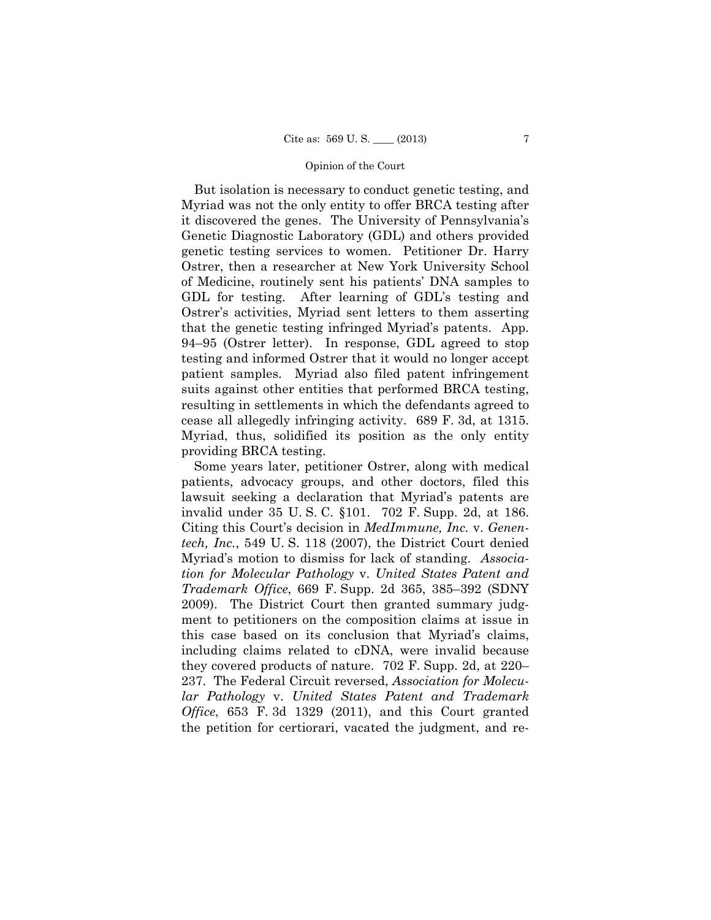But isolation is necessary to conduct genetic testing, and Myriad was not the only entity to offer BRCA testing after it discovered the genes. The University of Pennsylvania's Genetic Diagnostic Laboratory (GDL) and others provided genetic testing services to women. Petitioner Dr. Harry Ostrer, then a researcher at New York University School of Medicine, routinely sent his patients' DNA samples to GDL for testing. After learning of GDL's testing and Ostrer's activities, Myriad sent letters to them asserting that the genetic testing infringed Myriad's patents. App. 94–95 (Ostrer letter). In response, GDL agreed to stop testing and informed Ostrer that it would no longer accept patient samples. Myriad also filed patent infringement suits against other entities that performed BRCA testing, resulting in settlements in which the defendants agreed to cease all allegedly infringing activity. 689 F. 3d, at 1315. Myriad, thus, solidified its position as the only entity providing BRCA testing.

Some years later, petitioner Ostrer, along with medical patients, advocacy groups, and other doctors, filed this lawsuit seeking a declaration that Myriad's patents are invalid under 35 U. S. C. §101. 702 F. Supp. 2d, at 186. Citing this Court's decision in *MedImmune, Inc.* v. *Genentech, Inc.*, 549 U. S. 118 (2007), the District Court denied Myriad's motion to dismiss for lack of standing. *Association for Molecular Pathology* v. *United States Patent and Trademark Office*, 669 F. Supp. 2d 365, 385–392 (SDNY 2009). The District Court then granted summary judgment to petitioners on the composition claims at issue in this case based on its conclusion that Myriad's claims, including claims related to cDNA, were invalid because they covered products of nature. 702 F. Supp. 2d, at 220–237. The Federal Circuit reversed, *Association for Molecular Pathology* v. *United States Patent and Trademark Office*, 653 F. 3d 1329 (2011), and this Court granted the petition for certiorari, vacated the judgment, and re-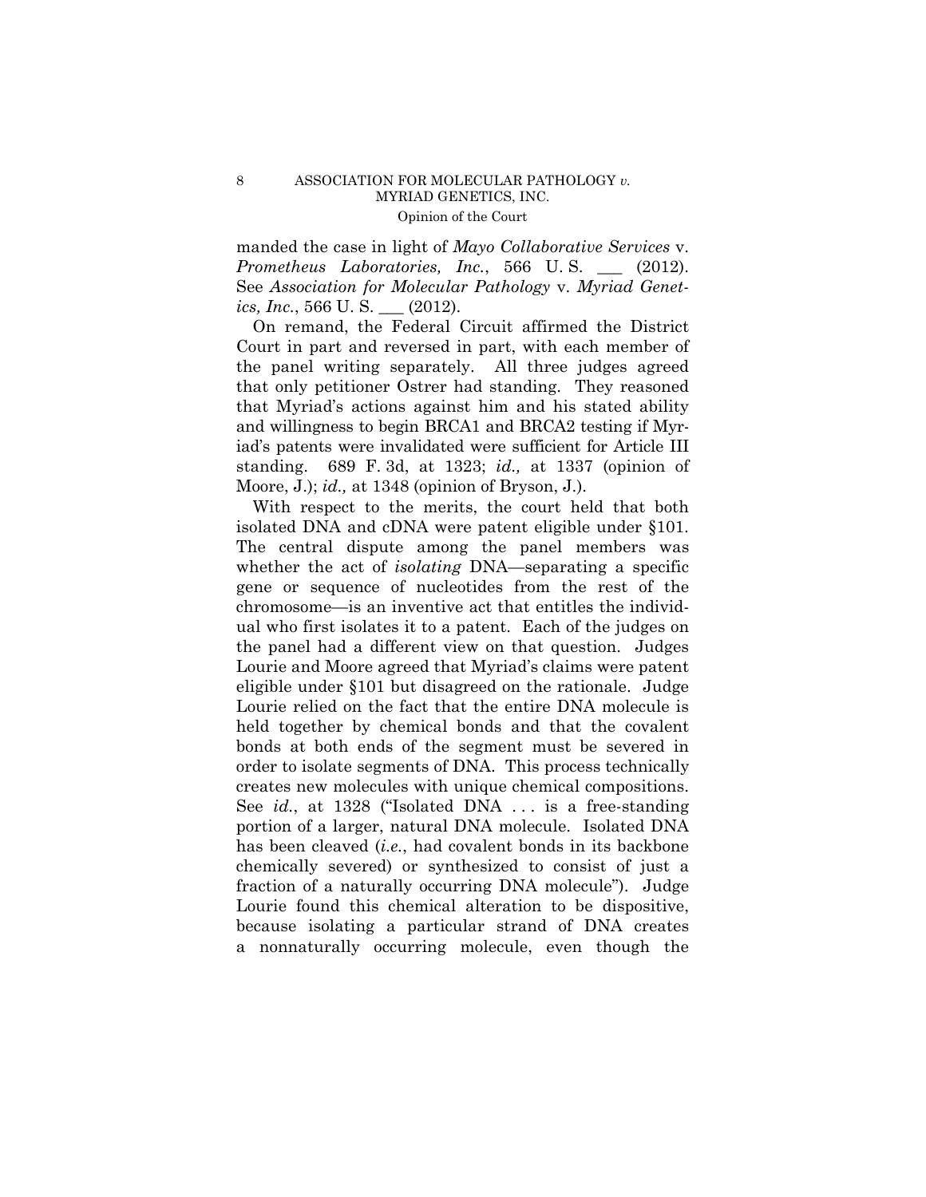manded the case in light of *Mayo Collaborative Services* v. *Prometheus Laboratories, Inc.*, 566 U. S. ___ (2012). See *Association for Molecular Pathology* v. *Myriad Genetics, Inc.*, 566 U. S. ___ (2012).

On remand, the Federal Circuit affirmed the District Court in part and reversed in part, with each member of the panel writing separately. All three judges agreed that only petitioner Ostrer had standing. They reasoned that Myriad's actions against him and his stated ability and willingness to begin BRCA1 and BRCA2 testing if Myriad's patents were invalidated were sufficient for Article III standing. 689 F. 3d, at 1323; *id.,* at 1337 (opinion of Moore, J.); *id.,* at 1348 (opinion of Bryson, J.).

With respect to the merits, the court held that both isolated DNA and cDNA were patent eligible under §101. The central dispute among the panel members was whether the act of *isolating* DNA—separating a specific gene or sequence of nucleotides from the rest of the chromosome—is an inventive act that entitles the individual who first isolates it to a patent. Each of the judges on the panel had a different view on that question. Judges Lourie and Moore agreed that Myriad's claims were patent eligible under §101 but disagreed on the rationale. Judge Lourie relied on the fact that the entire DNA molecule is held together by chemical bonds and that the covalent bonds at both ends of the segment must be severed in order to isolate segments of DNA. This process technically creates new molecules with unique chemical compositions. See *id.*, at 1328 ("Isolated DNA . . . is a free-standing portion of a larger, natural DNA molecule. Isolated DNA has been cleaved (*i.e.*, had covalent bonds in its backbone chemically severed) or synthesized to consist of just a fraction of a naturally occurring DNA molecule"). Judge Lourie found this chemical alteration to be dispositive, because isolating a particular strand of DNA creates a nonnaturally occurring molecule, even though the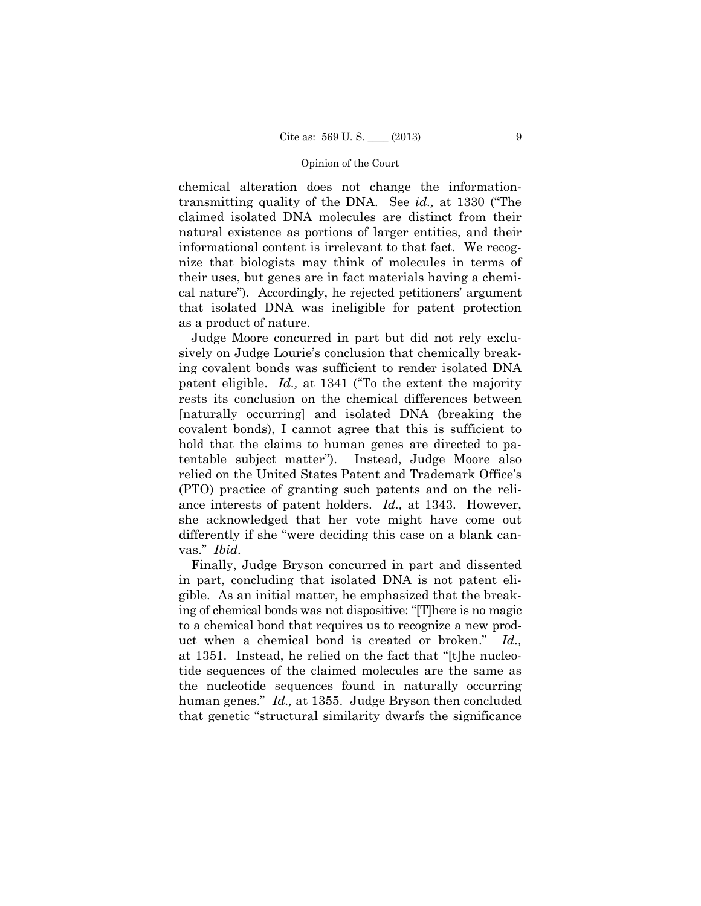chemical alteration does not change the information-transmitting quality of the DNA. See *id.,* at 1330 ("The claimed isolated DNA molecules are distinct from their natural existence as portions of larger entities, and their informational content is irrelevant to that fact. We recognize that biologists may think of molecules in terms of their uses, but genes are in fact materials having a chemical nature"). Accordingly, he rejected petitioners' argument that isolated DNA was ineligible for patent protection as a product of nature.

Judge Moore concurred in part but did not rely exclusively on Judge Lourie's conclusion that chemically breaking covalent bonds was sufficient to render isolated DNA patent eligible. *Id.,* at 1341 ("To the extent the majority rests its conclusion on the chemical differences between [naturally occurring] and isolated DNA (breaking the covalent bonds), I cannot agree that this is sufficient to hold that the claims to human genes are directed to patentable subject matter"). Instead, Judge Moore also relied on the United States Patent and Trademark Office's (PTO) practice of granting such patents and on the reliance interests of patent holders. *Id.,* at 1343. However, she acknowledged that her vote might have come out differently if she "were deciding this case on a blank canvas." *Ibid.*

Finally, Judge Bryson concurred in part and dissented in part, concluding that isolated DNA is not patent eligible. As an initial matter, he emphasized that the breaking of chemical bonds was not dispositive: "[T]here is no magic to a chemical bond that requires us to recognize a new product when a chemical bond is created or broken." *Id.,* at 1351. Instead, he relied on the fact that "[t]he nucleotide sequences of the claimed molecules are the same as the nucleotide sequences found in naturally occurring human genes." *Id.,* at 1355. Judge Bryson then concluded that genetic "structural similarity dwarfs the significance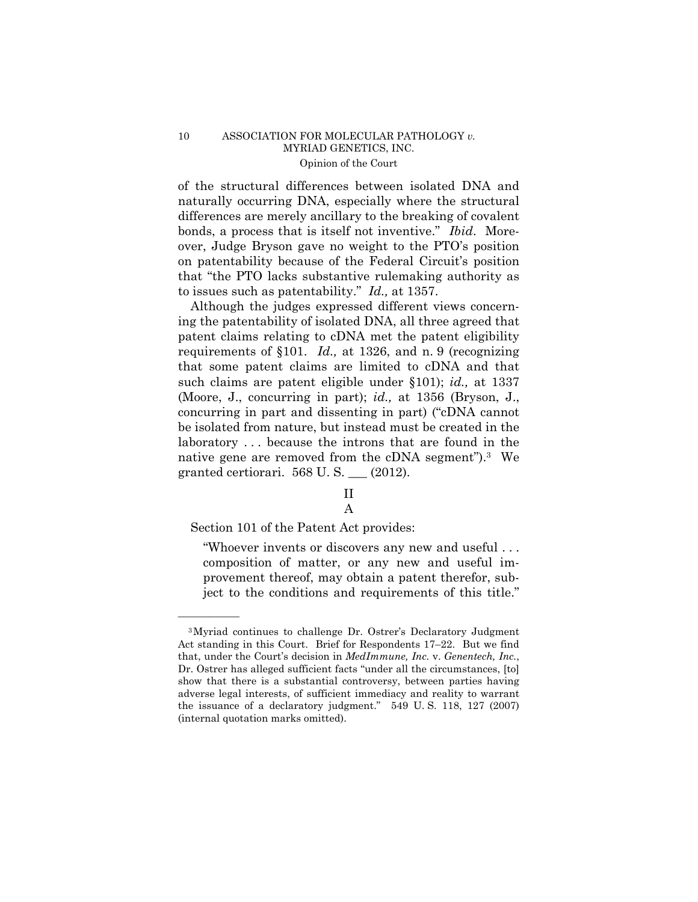of the structural differences between isolated DNA and naturally occurring DNA, especially where the structural differences are merely ancillary to the breaking of covalent bonds, a process that is itself not inventive." *Ibid.* Moreover, Judge Bryson gave no weight to the PTO's position on patentability because of the Federal Circuit's position that "the PTO lacks substantive rulemaking authority as to issues such as patentability." *Id.,* at 1357.

Although the judges expressed different views concerning the patentability of isolated DNA, all three agreed that patent claims relating to cDNA met the patent eligibility requirements of §101. *Id.,* at 1326, and n. 9 (recognizing that some patent claims are limited to cDNA and that such claims are patent eligible under §101); *id.,* at 1337 (Moore, J., concurring in part); *id.,* at 1356 (Bryson, J., concurring in part and dissenting in part) ("cDNA cannot be isolated from nature, but instead must be created in the laboratory . . . because the introns that are found in the native gene are removed from the cDNA segment").[3] We granted certiorari. 568 U. S. ___ (2012).

## II

### A

Section 101 of the Patent Act provides:

> "Whoever invents or discovers any new and useful . . . composition of matter, or any new and useful improvement thereof, may obtain a patent therefor, subject to the conditions and requirements of this title."

---

[3] Myriad continues to challenge Dr. Ostrer's Declaratory Judgment Act standing in this Court. Brief for Respondents 17–22. But we find that, under the Court's decision in *MedImmune, Inc.* v. *Genentech, Inc.*, Dr. Ostrer has alleged sufficient facts "under all the circumstances, [to] show that there is a substantial controversy, between parties having adverse legal interests, of sufficient immediacy and reality to warrant the issuance of a declaratory judgment." 549 U. S. 118, 127 (2007) (internal quotation marks omitted).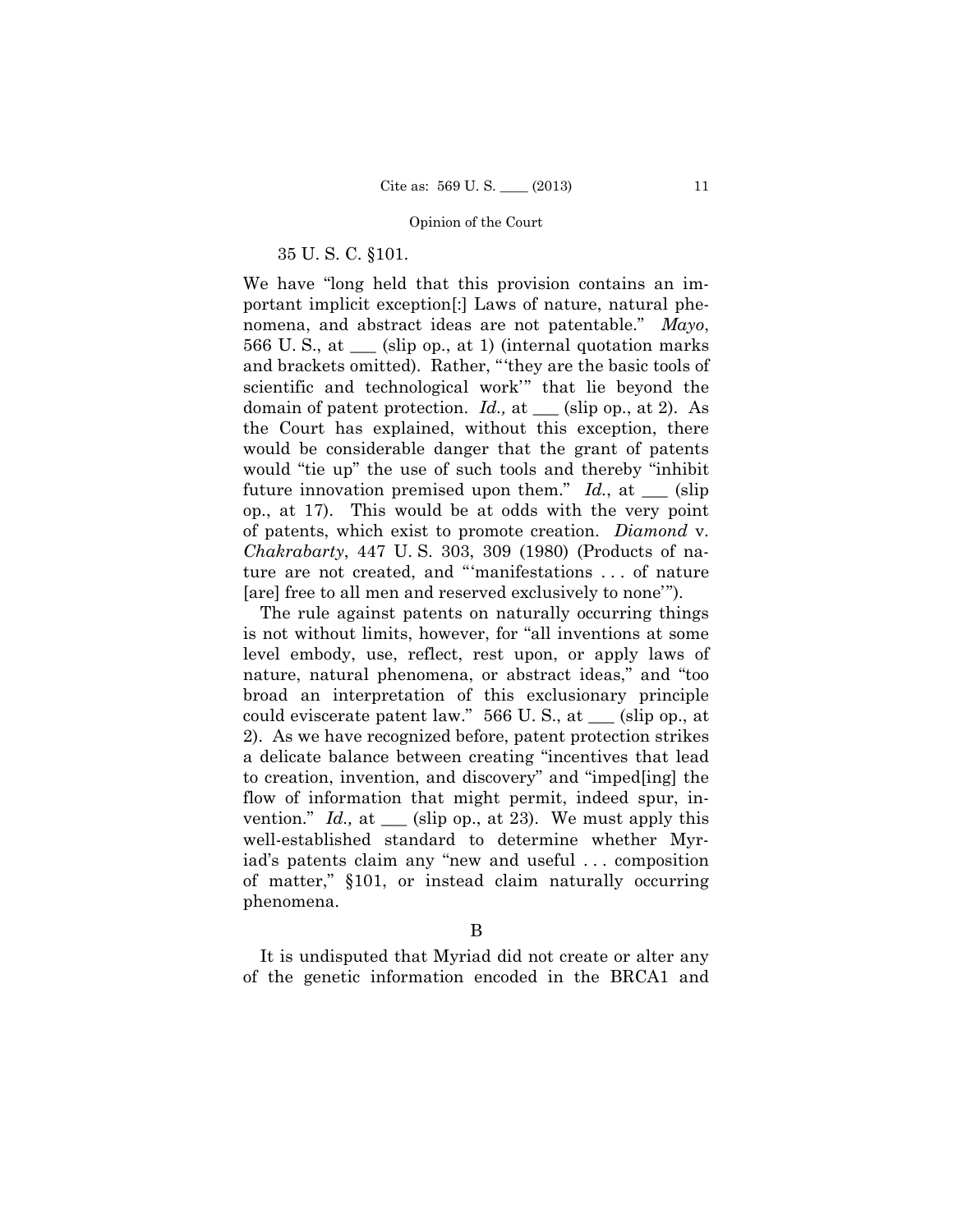35 U. S. C. §101.

We have "long held that this provision contains an important implicit exception[:] Laws of nature, natural phenomena, and abstract ideas are not patentable." *Mayo*, 566 U. S., at ___ (slip op., at 1) (internal quotation marks and brackets omitted). Rather, "'they are the basic tools of scientific and technological work'" that lie beyond the domain of patent protection. *Id.,* at ___ (slip op., at 2). As the Court has explained, without this exception, there would be considerable danger that the grant of patents would "tie up" the use of such tools and thereby "inhibit future innovation premised upon them." *Id.*, at ___ (slip op., at 17). This would be at odds with the very point of patents, which exist to promote creation. *Diamond* v. *Chakrabarty*, 447 U. S. 303, 309 (1980) (Products of nature are not created, and "'manifestations . . . of nature [are] free to all men and reserved exclusively to none'").

The rule against patents on naturally occurring things is not without limits, however, for "all inventions at some level embody, use, reflect, rest upon, or apply laws of nature, natural phenomena, or abstract ideas," and "too broad an interpretation of this exclusionary principle could eviscerate patent law." 566 U. S., at ___ (slip op., at 2). As we have recognized before, patent protection strikes a delicate balance between creating "incentives that lead to creation, invention, and discovery" and "imped[ing] the flow of information that might permit, indeed spur, invention." *Id.,* at ___ (slip op., at 23). We must apply this well-established standard to determine whether Myriad's patents claim any "new and useful . . . composition of matter," §101, or instead claim naturally occurring phenomena.

B

It is undisputed that Myriad did not create or alter any of the genetic information encoded in the BRCA1 and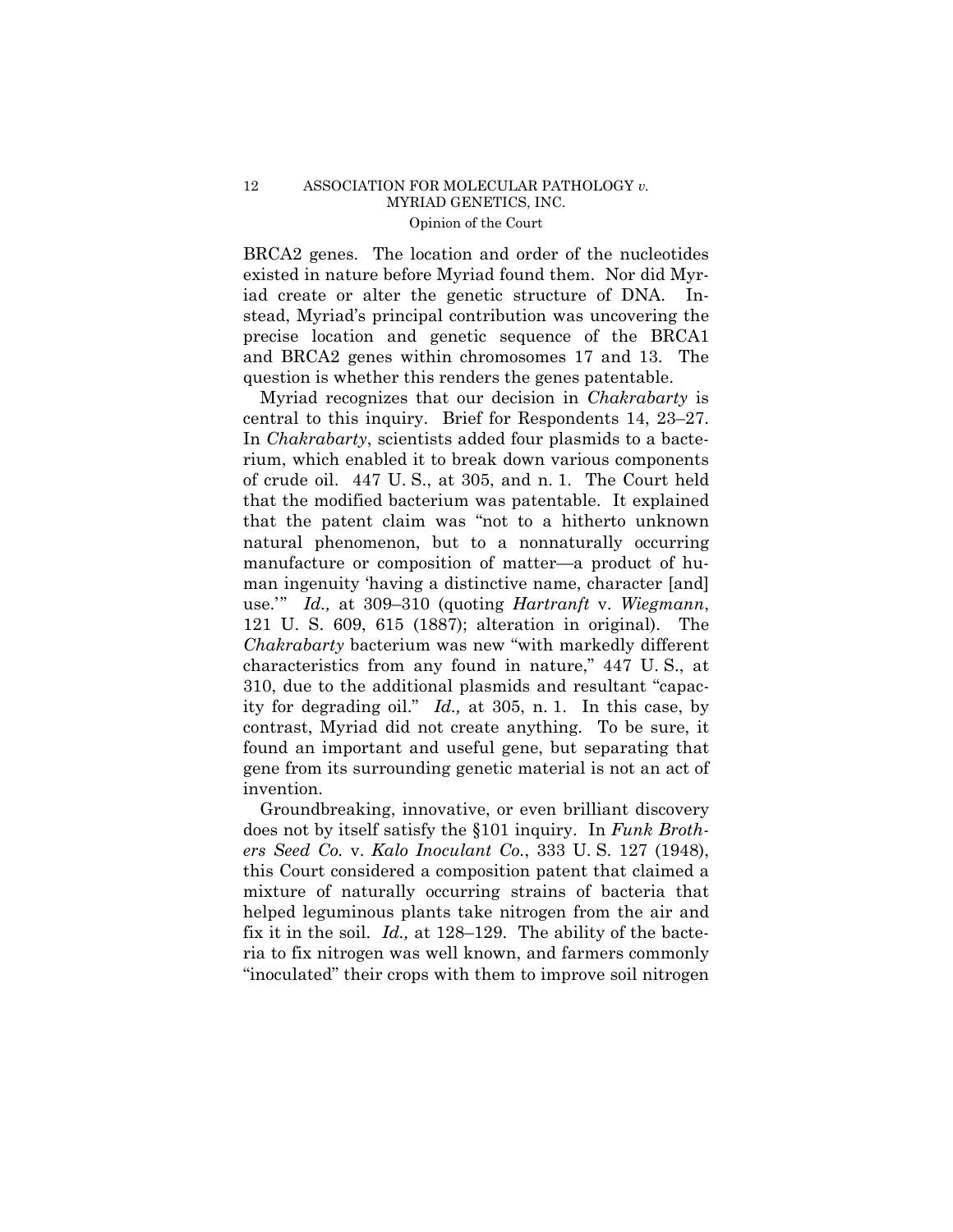BRCA2 genes. The location and order of the nucleotides existed in nature before Myriad found them. Nor did Myriad create or alter the genetic structure of DNA. Instead, Myriad's principal contribution was uncovering the precise location and genetic sequence of the BRCA1 and BRCA2 genes within chromosomes 17 and 13. The question is whether this renders the genes patentable.

Myriad recognizes that our decision in *Chakrabarty* is central to this inquiry. Brief for Respondents 14, 23–27. In *Chakrabarty*, scientists added four plasmids to a bacterium, which enabled it to break down various components of crude oil. 447 U. S., at 305, and n. 1. The Court held that the modified bacterium was patentable. It explained that the patent claim was "not to a hitherto unknown natural phenomenon, but to a nonnaturally occurring manufacture or composition of matter—a product of human ingenuity 'having a distinctive name, character [and] use.'" *Id.,* at 309–310 (quoting *Hartranft* v. *Wiegmann*, 121 U. S. 609, 615 (1887); alteration in original). The *Chakrabarty* bacterium was new "with markedly different characteristics from any found in nature," 447 U. S., at 310, due to the additional plasmids and resultant "capacity for degrading oil." *Id.,* at 305, n. 1. In this case, by contrast, Myriad did not create anything. To be sure, it found an important and useful gene, but separating that gene from its surrounding genetic material is not an act of invention.

Groundbreaking, innovative, or even brilliant discovery does not by itself satisfy the §101 inquiry. In *Funk Brothers Seed Co.* v. *Kalo Inoculant Co.*, 333 U. S. 127 (1948), this Court considered a composition patent that claimed a mixture of naturally occurring strains of bacteria that helped leguminous plants take nitrogen from the air and fix it in the soil. *Id.,* at 128–129. The ability of the bacteria to fix nitrogen was well known, and farmers commonly "inoculated" their crops with them to improve soil nitrogen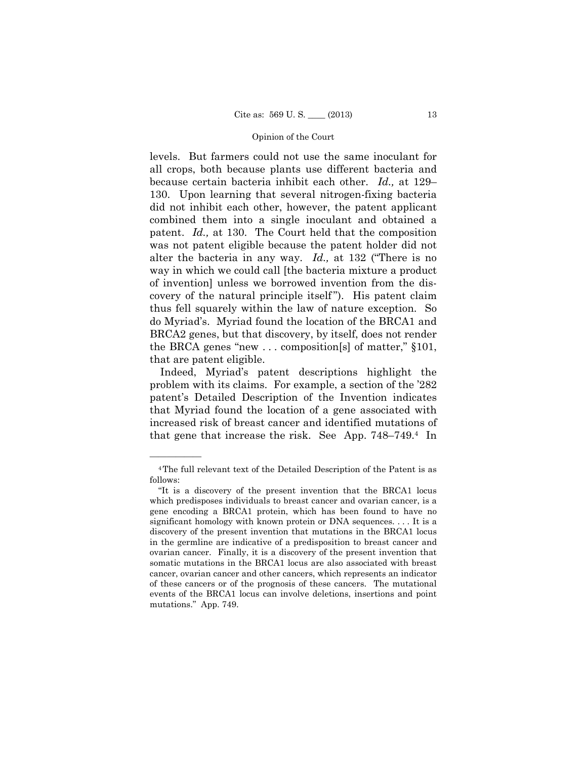levels. But farmers could not use the same inoculant for all crops, both because plants use different bacteria and because certain bacteria inhibit each other. *Id.,* at 129–130. Upon learning that several nitrogen-fixing bacteria did not inhibit each other, however, the patent applicant combined them into a single inoculant and obtained a patent. *Id.,* at 130. The Court held that the composition was not patent eligible because the patent holder did not alter the bacteria in any way. *Id.,* at 132 ("There is no way in which we could call [the bacteria mixture a product of invention] unless we borrowed invention from the discovery of the natural principle itself"). His patent claim thus fell squarely within the law of nature exception. So do Myriad's. Myriad found the location of the BRCA1 and BRCA2 genes, but that discovery, by itself, does not render the BRCA genes "new . . . composition[s] of matter," §101, that are patent eligible.

Indeed, Myriad's patent descriptions highlight the problem with its claims. For example, a section of the '282 patent's Detailed Description of the Invention indicates that Myriad found the location of a gene associated with increased risk of breast cancer and identified mutations of that gene that increase the risk. See App. 748–749.[4] In

---

[4] The full relevant text of the Detailed Description of the Patent is as follows:

"It is a discovery of the present invention that the BRCA1 locus which predisposes individuals to breast cancer and ovarian cancer, is a gene encoding a BRCA1 protein, which has been found to have no significant homology with known protein or DNA sequences. . . . It is a discovery of the present invention that mutations in the BRCA1 locus in the germline are indicative of a predisposition to breast cancer and ovarian cancer. Finally, it is a discovery of the present invention that somatic mutations in the BRCA1 locus are also associated with breast cancer, ovarian cancer and other cancers, which represents an indicator of these cancers or of the prognosis of these cancers. The mutational events of the BRCA1 locus can involve deletions, insertions and point mutations." App. 749.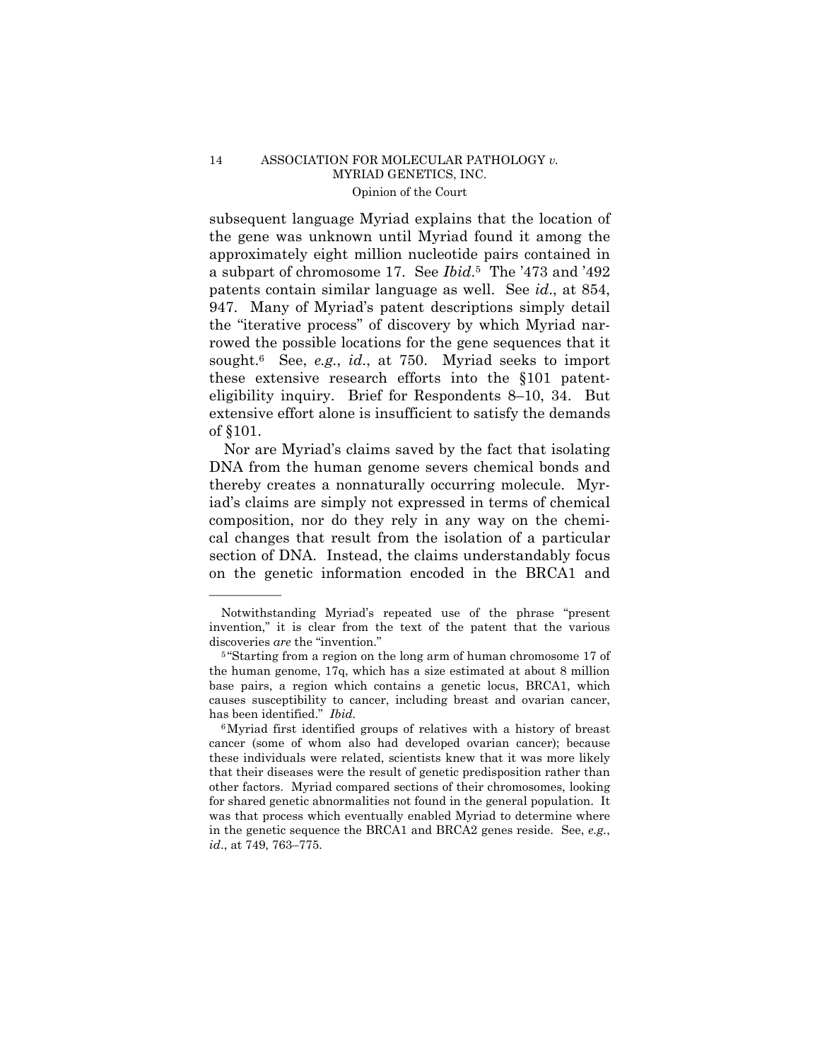subsequent language Myriad explains that the location of the gene was unknown until Myriad found it among the approximately eight million nucleotide pairs contained in a subpart of chromosome 17. See *Ibid*.[5] The '473 and '492 patents contain similar language as well. See *id*., at 854, 947. Many of Myriad's patent descriptions simply detail the "iterative process" of discovery by which Myriad narrowed the possible locations for the gene sequences that it sought.[6] See, *e.g.*, *id*., at 750. Myriad seeks to import these extensive research efforts into the §101 patent-eligibility inquiry. Brief for Respondents 8–10, 34. But extensive effort alone is insufficient to satisfy the demands of §101.

Nor are Myriad's claims saved by the fact that isolating DNA from the human genome severs chemical bonds and thereby creates a nonnaturally occurring molecule. Myriad's claims are simply not expressed in terms of chemical composition, nor do they rely in any way on the chemical changes that result from the isolation of a particular section of DNA. Instead, the claims understandably focus on the genetic information encoded in the BRCA1 and

---

Notwithstanding Myriad's repeated use of the phrase "present invention," it is clear from the text of the patent that the various discoveries *are* the "invention."

[5] "Starting from a region on the long arm of human chromosome 17 of the human genome, 17q, which has a size estimated at about 8 million base pairs, a region which contains a genetic locus, BRCA1, which causes susceptibility to cancer, including breast and ovarian cancer, has been identified." *Ibid.*

[6] Myriad first identified groups of relatives with a history of breast cancer (some of whom also had developed ovarian cancer); because these individuals were related, scientists knew that it was more likely that their diseases were the result of genetic predisposition rather than other factors. Myriad compared sections of their chromosomes, looking for shared genetic abnormalities not found in the general population. It was that process which eventually enabled Myriad to determine where in the genetic sequence the BRCA1 and BRCA2 genes reside. See, *e.g.*, *id*., at 749, 763–775.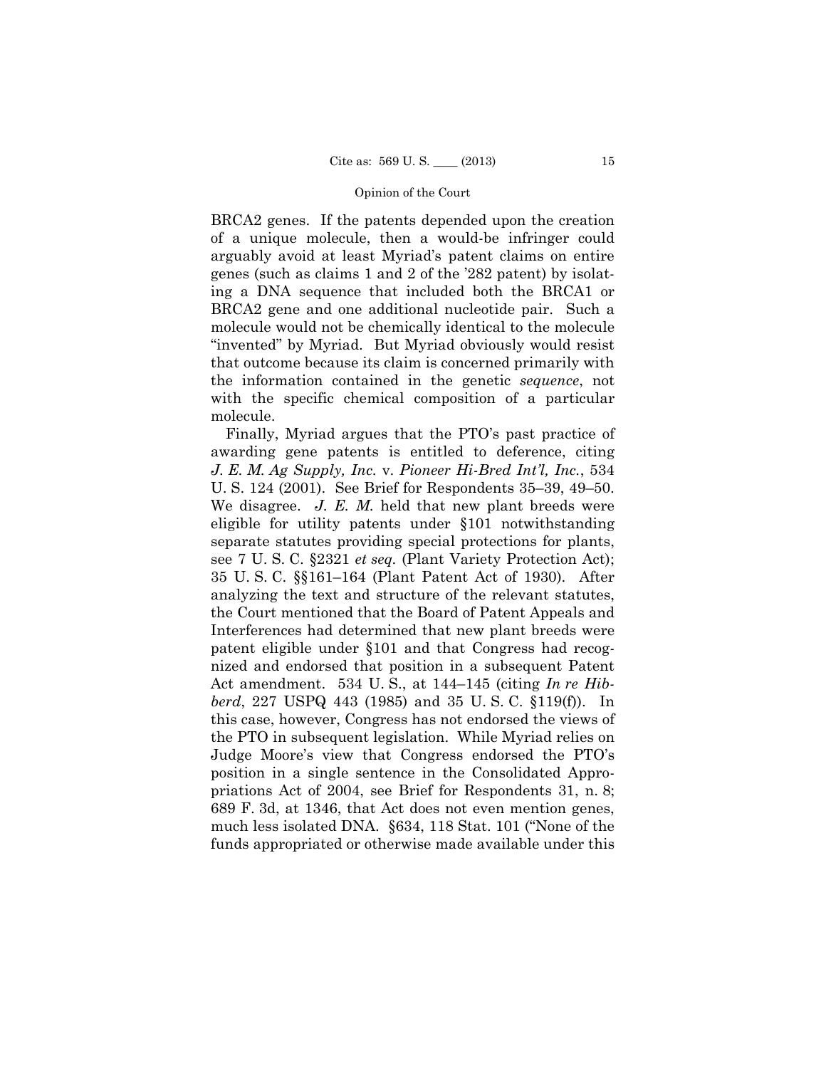BRCA2 genes. If the patents depended upon the creation of a unique molecule, then a would-be infringer could arguably avoid at least Myriad's patent claims on entire genes (such as claims 1 and 2 of the '282 patent) by isolating a DNA sequence that included both the BRCA1 or BRCA2 gene and one additional nucleotide pair. Such a molecule would not be chemically identical to the molecule "invented" by Myriad. But Myriad obviously would resist that outcome because its claim is concerned primarily with the information contained in the genetic *sequence*, not with the specific chemical composition of a particular molecule.

Finally, Myriad argues that the PTO's past practice of awarding gene patents is entitled to deference, citing *J. E. M. Ag Supply, Inc.* v. *Pioneer Hi-Bred Int'l, Inc.*, 534 U. S. 124 (2001). See Brief for Respondents 35–39, 49–50. We disagree. *J. E. M.* held that new plant breeds were eligible for utility patents under §101 notwithstanding separate statutes providing special protections for plants, see 7 U. S. C. §2321 *et seq.* (Plant Variety Protection Act); 35 U. S. C. §§161–164 (Plant Patent Act of 1930). After analyzing the text and structure of the relevant statutes, the Court mentioned that the Board of Patent Appeals and Interferences had determined that new plant breeds were patent eligible under §101 and that Congress had recognized and endorsed that position in a subsequent Patent Act amendment. 534 U. S., at 144–145 (citing *In re Hibberd*, 227 USPQ 443 (1985) and 35 U. S. C. §119(f)). In this case, however, Congress has not endorsed the views of the PTO in subsequent legislation. While Myriad relies on Judge Moore's view that Congress endorsed the PTO's position in a single sentence in the Consolidated Appropriations Act of 2004, see Brief for Respondents 31, n. 8; 689 F. 3d, at 1346, that Act does not even mention genes, much less isolated DNA. §634, 118 Stat. 101 ("None of the funds appropriated or otherwise made available under this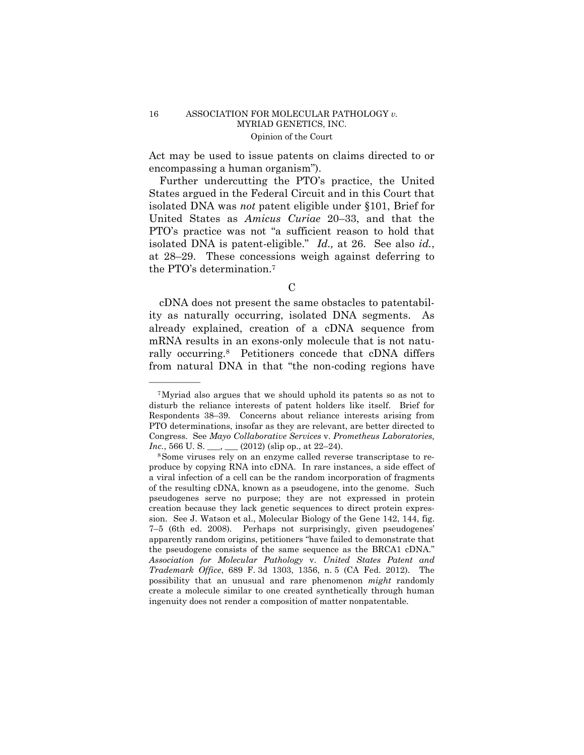Act may be used to issue patents on claims directed to or encompassing a human organism").

Further undercutting the PTO's practice, the United States argued in the Federal Circuit and in this Court that isolated DNA was *not* patent eligible under §101, Brief for United States as *Amicus Curiae* 20–33, and that the PTO's practice was not "a sufficient reason to hold that isolated DNA is patent-eligible." *Id.,* at 26. See also *id.*, at 28–29. These concessions weigh against deferring to the PTO's determination.[7]

C

cDNA does not present the same obstacles to patentability as naturally occurring, isolated DNA segments. As already explained, creation of a cDNA sequence from mRNA results in an exons-only molecule that is not naturally occurring.[8] Petitioners concede that cDNA differs from natural DNA in that "the non-coding regions have

---

[7] Myriad also argues that we should uphold its patents so as not to disturb the reliance interests of patent holders like itself. Brief for Respondents 38–39. Concerns about reliance interests arising from PTO determinations, insofar as they are relevant, are better directed to Congress. See *Mayo Collaborative Services* v. *Prometheus Laboratories, Inc.*, 566 U. S. ___, ___ (2012) (slip op., at 22–24).

[8] Some viruses rely on an enzyme called reverse transcriptase to reproduce by copying RNA into cDNA. In rare instances, a side effect of a viral infection of a cell can be the random incorporation of fragments of the resulting cDNA, known as a pseudogene, into the genome. Such pseudogenes serve no purpose; they are not expressed in protein creation because they lack genetic sequences to direct protein expression. See J. Watson et al., Molecular Biology of the Gene 142, 144, fig. 7–5 (6th ed. 2008). Perhaps not surprisingly, given pseudogenes' apparently random origins, petitioners "have failed to demonstrate that the pseudogene consists of the same sequence as the BRCA1 cDNA." *Association for Molecular Pathology* v. *United States Patent and Trademark Office*, 689 F. 3d 1303, 1356, n. 5 (CA Fed. 2012). The possibility that an unusual and rare phenomenon *might* randomly create a molecule similar to one created synthetically through human ingenuity does not render a composition of matter nonpatentable.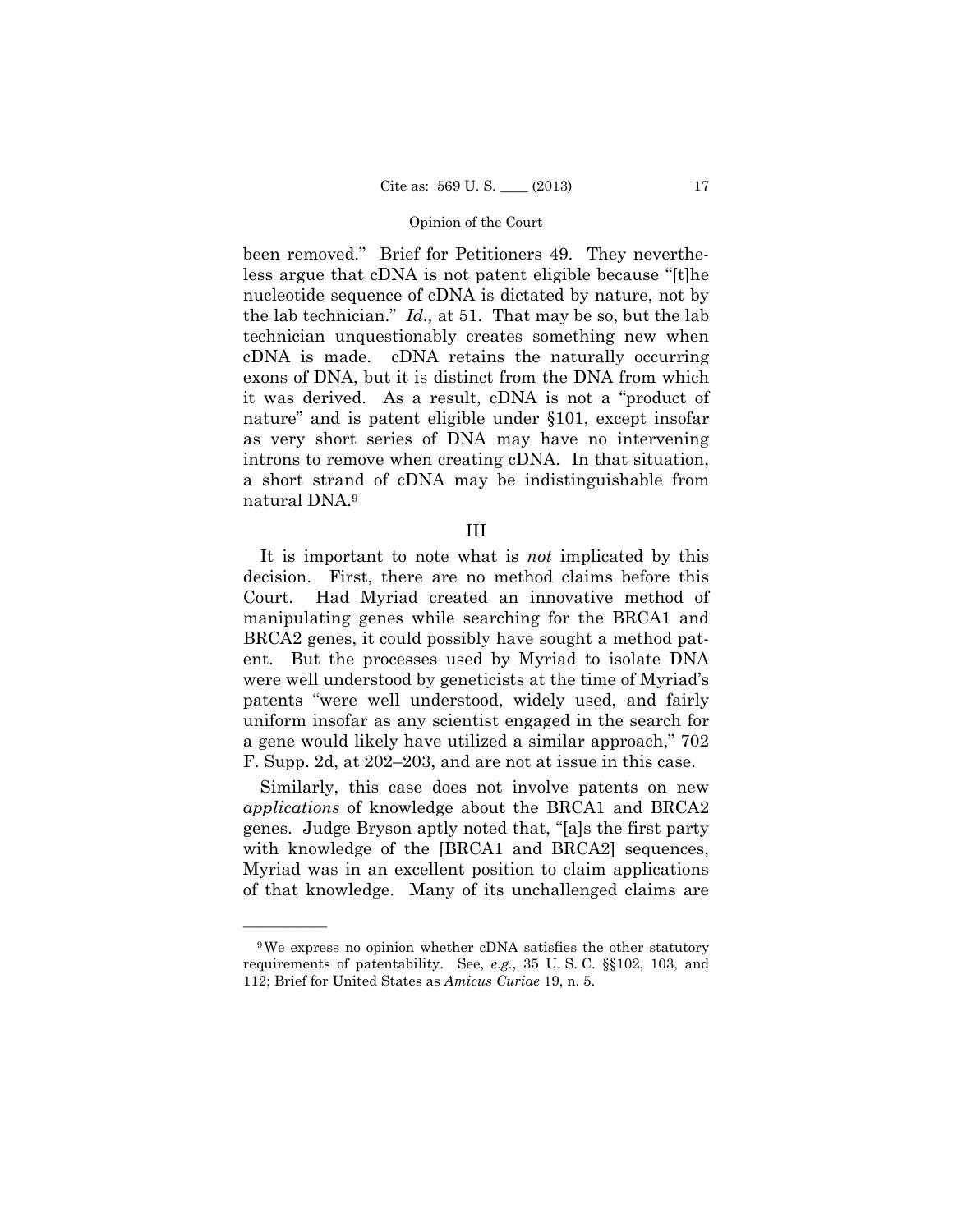been removed." Brief for Petitioners 49. They nevertheless argue that cDNA is not patent eligible because "[t]he nucleotide sequence of cDNA is dictated by nature, not by the lab technician." *Id.,* at 51. That may be so, but the lab technician unquestionably creates something new when cDNA is made. cDNA retains the naturally occurring exons of DNA, but it is distinct from the DNA from which it was derived. As a result, cDNA is not a "product of nature" and is patent eligible under §101, except insofar as very short series of DNA may have no intervening introns to remove when creating cDNA. In that situation, a short strand of cDNA may be indistinguishable from natural DNA.[9]

## III

It is important to note what is *not* implicated by this decision. First, there are no method claims before this Court. Had Myriad created an innovative method of manipulating genes while searching for the BRCA1 and BRCA2 genes, it could possibly have sought a method patent. But the processes used by Myriad to isolate DNA were well understood by geneticists at the time of Myriad's patents "were well understood, widely used, and fairly uniform insofar as any scientist engaged in the search for a gene would likely have utilized a similar approach," 702 F. Supp. 2d, at 202–203, and are not at issue in this case.

Similarly, this case does not involve patents on new *applications* of knowledge about the BRCA1 and BRCA2 genes. Judge Bryson aptly noted that, "[a]s the first party with knowledge of the [BRCA1 and BRCA2] sequences, Myriad was in an excellent position to claim applications of that knowledge. Many of its unchallenged claims are

---

[9] We express no opinion whether cDNA satisfies the other statutory requirements of patentability. See, *e.g.*, 35 U. S. C. §§102, 103, and 112; Brief for United States as *Amicus Curiae* 19, n. 5.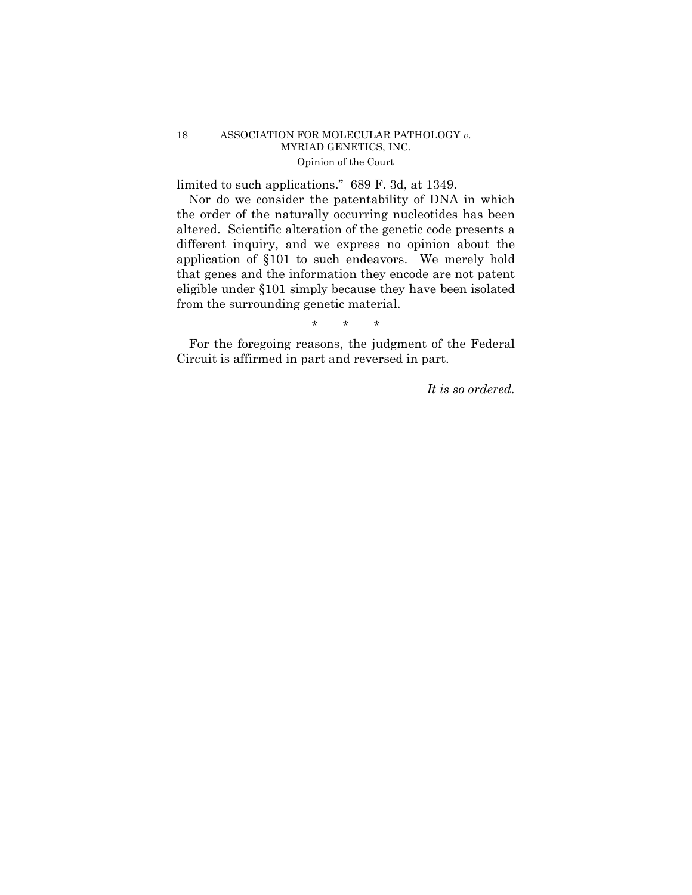limited to such applications." 689 F. 3d, at 1349.

Nor do we consider the patentability of DNA in which the order of the naturally occurring nucleotides has been altered. Scientific alteration of the genetic code presents a different inquiry, and we express no opinion about the application of §101 to such endeavors. We merely hold that genes and the information they encode are not patent eligible under §101 simply because they have been isolated from the surrounding genetic material.

\* \* \*

For the foregoing reasons, the judgment of the Federal Circuit is affirmed in part and reversed in part.

*It is so ordered.*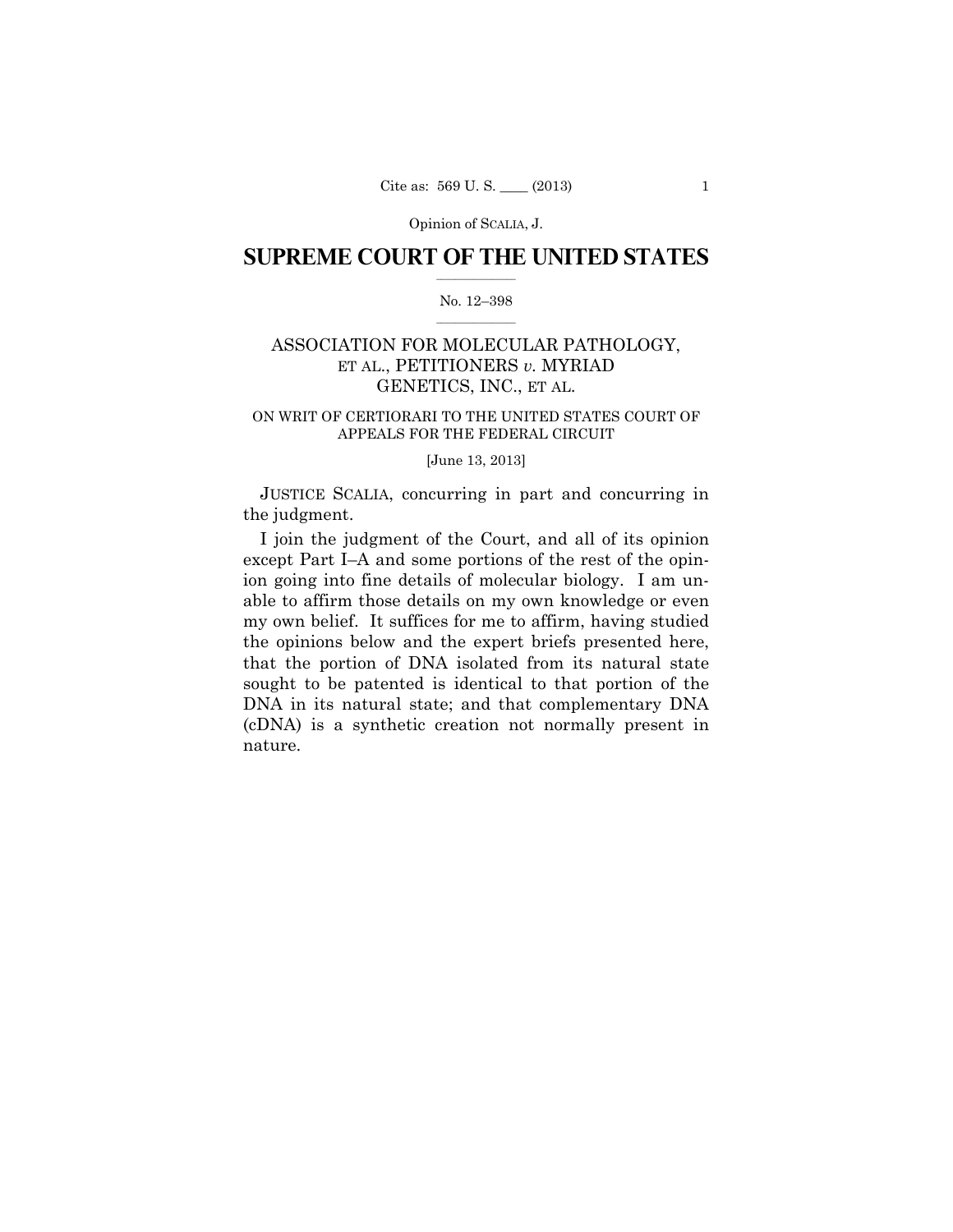# SUPREME COURT OF THE UNITED STATES

No. 12–398

ASSOCIATION FOR MOLECULAR PATHOLOGY, ET AL., PETITIONERS *v.* MYRIAD GENETICS, INC., ET AL.

ON WRIT OF CERTIORARI TO THE UNITED STATES COURT OF APPEALS FOR THE FEDERAL CIRCUIT

[June 13, 2013]

JUSTICE SCALIA, concurring in part and concurring in the judgment.

I join the judgment of the Court, and all of its opinion except Part I–A and some portions of the rest of the opinion going into fine details of molecular biology. I am unable to affirm those details on my own knowledge or even my own belief. It suffices for me to affirm, having studied the opinions below and the expert briefs presented here, that the portion of DNA isolated from its natural state sought to be patented is identical to that portion of the DNA in its natural state; and that complementary DNA (cDNA) is a synthetic creation not normally present in nature.